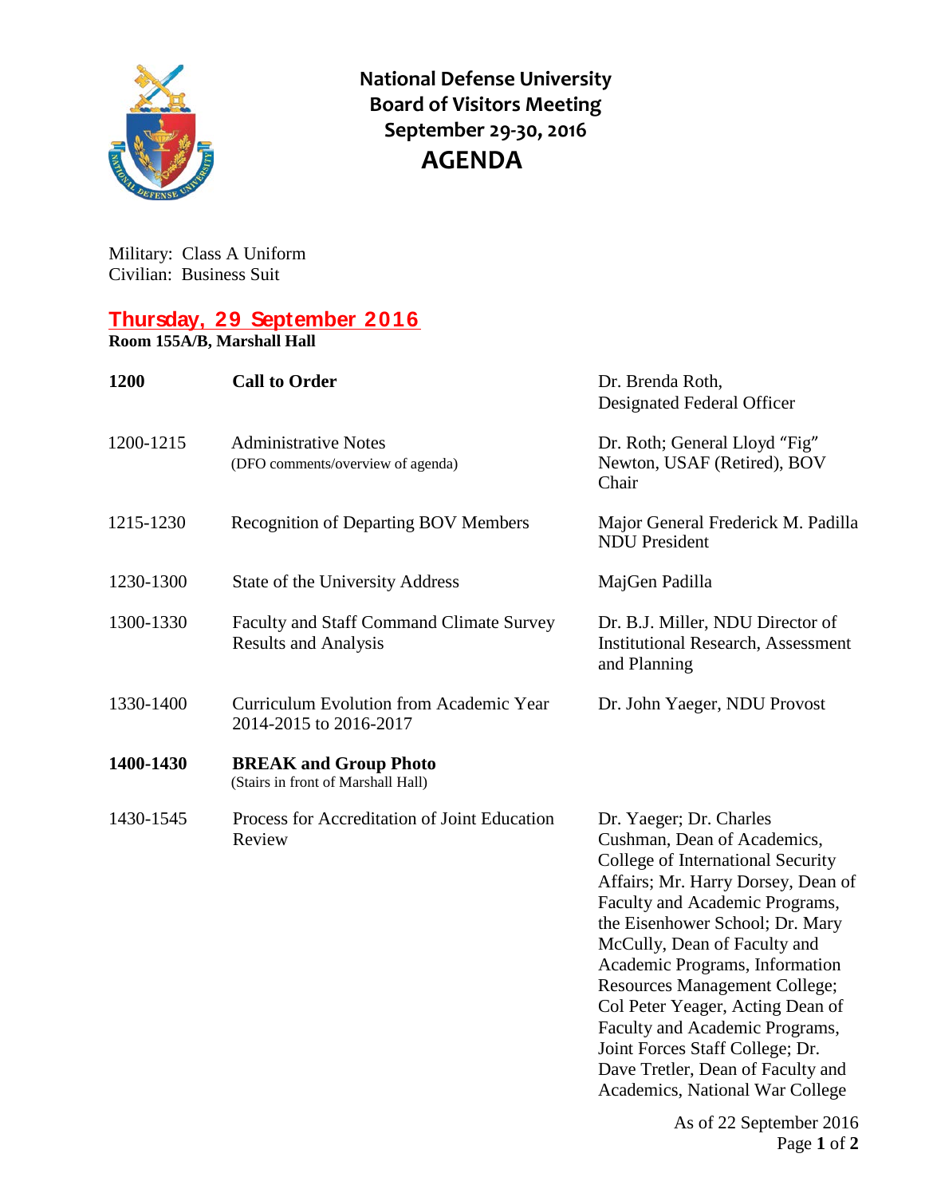# National Defense University Board of Visitors Meeting September 29-30, 2016

# AGENDA

Military: Class A Uniform
Civilian: Business Suit

## Thursday, 29 September 2016

**Room 155A/B, Marshall Hall**

| | | |
|---|---|---|
| **1200** | **Call to Order** | Dr. Brenda Roth, Designated Federal Officer |
| 1200-1215 | Administrative Notes (DFO comments/overview of agenda) | Dr. Roth; General Lloyd "Fig" Newton, USAF (Retired), BOV Chair |
| 1215-1230 | Recognition of Departing BOV Members | Major General Frederick M. Padilla NDU President |
| 1230-1300 | State of the University Address | MajGen Padilla |
| 1300-1330 | Faculty and Staff Command Climate Survey Results and Analysis | Dr. B.J. Miller, NDU Director of Institutional Research, Assessment and Planning |
| 1330-1400 | Curriculum Evolution from Academic Year 2014-2015 to 2016-2017 | Dr. John Yaeger, NDU Provost |
| **1400-1430** | **BREAK and Group Photo** (Stairs in front of Marshall Hall) | |
| 1430-1545 | Process for Accreditation of Joint Education Review | Dr. Yaeger; Dr. Charles Cushman, Dean of Academics, College of International Security Affairs; Mr. Harry Dorsey, Dean of Faculty and Academic Programs, the Eisenhower School; Dr. Mary McCully, Dean of Faculty and Academic Programs, Information Resources Management College; Col Peter Yeager, Acting Dean of Faculty and Academic Programs, Joint Forces Staff College; Dr. Dave Tretler, Dean of Faculty and Academics, National War College |

As of 22 September 2016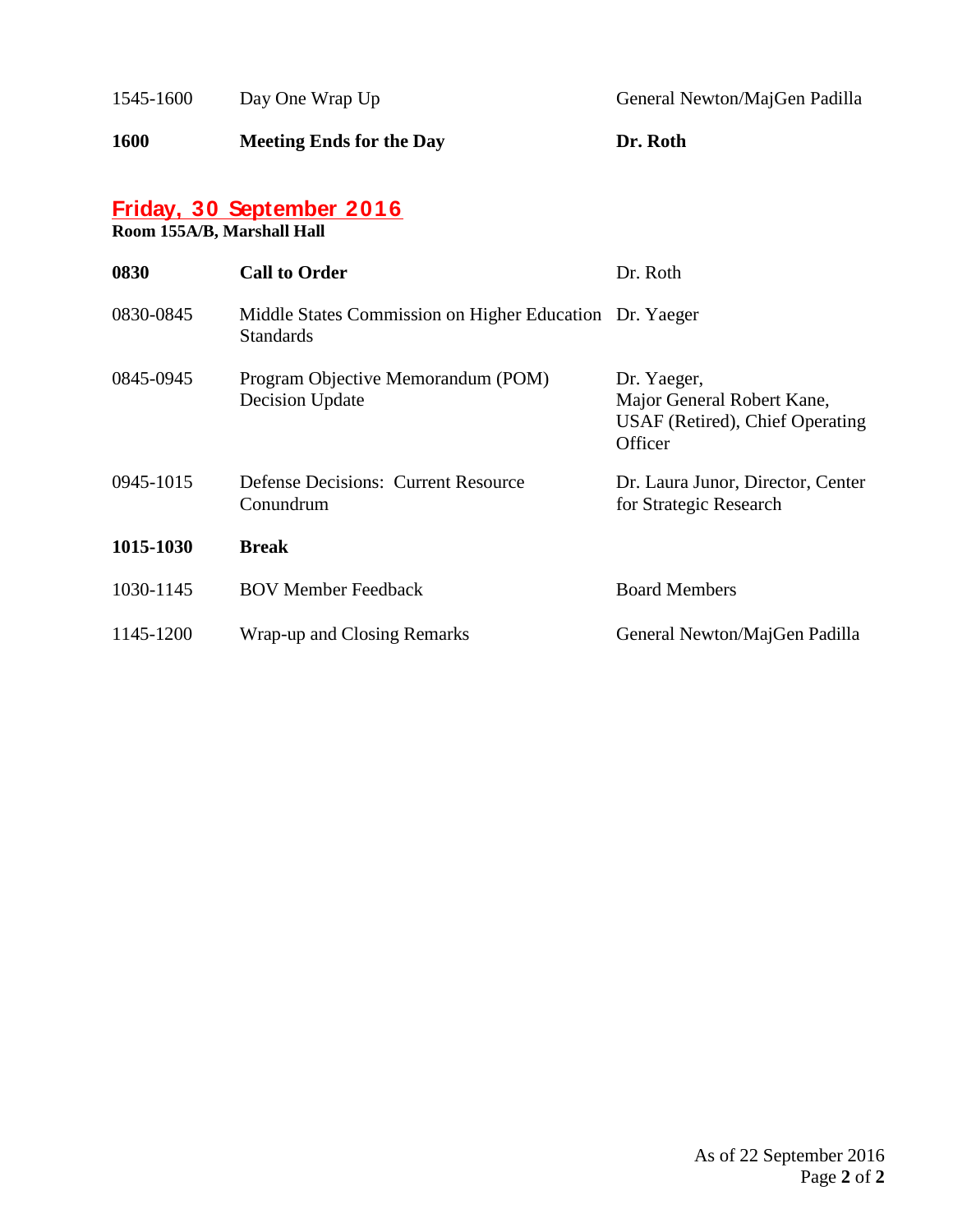| | | |
|---|---|---|
| 1545-1600 | Day One Wrap Up | General Newton/MajGen Padilla |
| **1600** | **Meeting Ends for the Day** | **Dr. Roth** |

## Friday, 30 September 2016

**Room 155A/B, Marshall Hall**

| | | |
|---|---|---|
| **0830** | **Call to Order** | Dr. Roth |
| 0830-0845 | Middle States Commission on Higher Education Standards | Dr. Yaeger |
| 0845-0945 | Program Objective Memorandum (POM) Decision Update | Dr. Yaeger, Major General Robert Kane, USAF (Retired), Chief Operating Officer |
| 0945-1015 | Defense Decisions: Current Resource Conundrum | Dr. Laura Junor, Director, Center for Strategic Research |
| **1015-1030** | **Break** | |
| 1030-1145 | BOV Member Feedback | Board Members |
| 1145-1200 | Wrap-up and Closing Remarks | General Newton/MajGen Padilla |

As of 22 September 2016